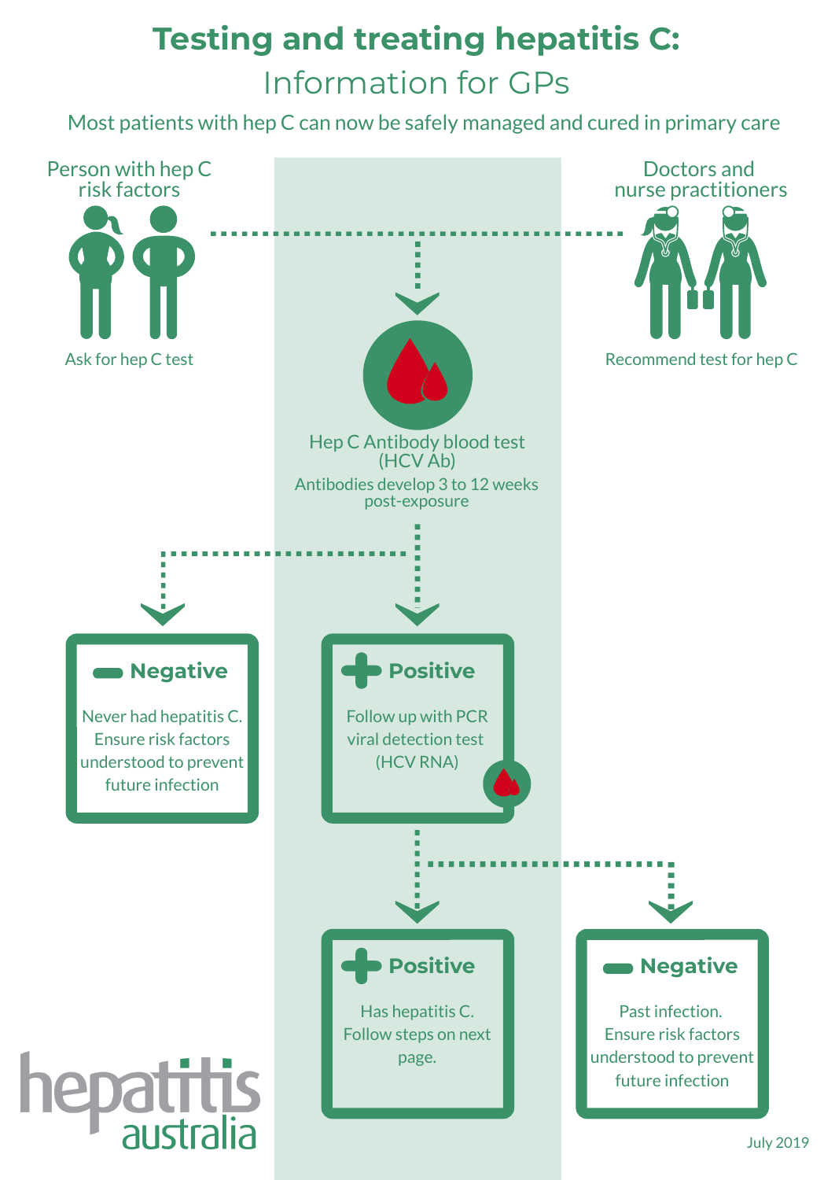# Testing and treating hepatitis C:

## Information for GPs

Most patients with hep C can now be safely managed and cured in primary care

**Person with hep C risk factors**

Ask for hep C test

**Doctors and nurse practitioners**

Recommend test for hep C

**Hep C Antibody blood test (HCV Ab)**

Antibodies develop 3 to 12 weeks post-exposure

### Negative

Never had hepatitis C. Ensure risk factors understood to prevent future infection

### Positive

Follow up with PCR viral detection test (HCV RNA)

### Positive

Has hepatitis C. Follow steps on next page.

### Negative

Past infection. Ensure risk factors understood to prevent future infection

hepatitis australia

July 2019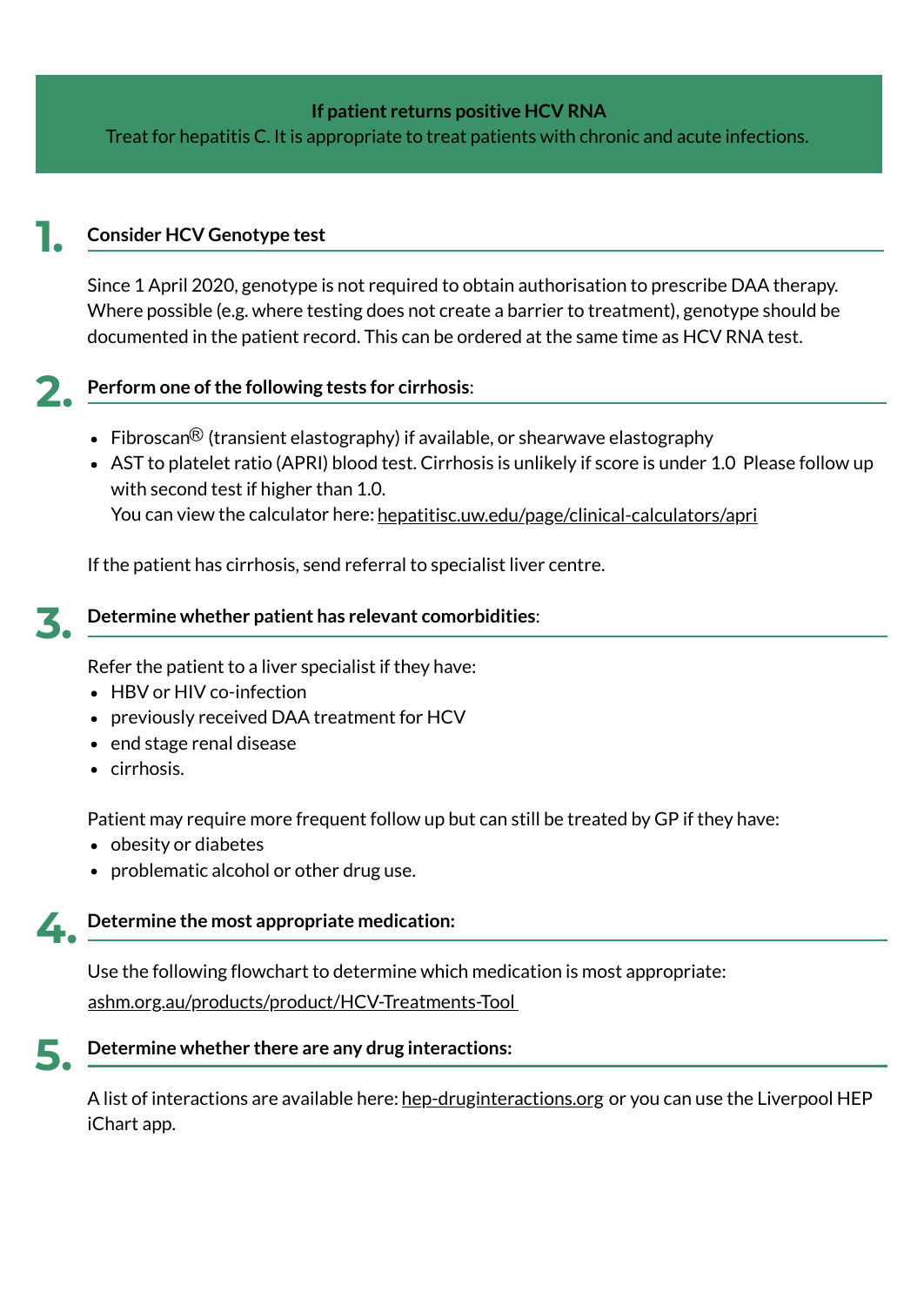**If patient returns positive HCV RNA**

Treat for hepatitis C. It is appropriate to treat patients with chronic and acute infections.

## 1. Consider HCV Genotype test

Since 1 April 2020, genotype is not required to obtain authorisation to prescribe DAA therapy. Where possible (e.g. where testing does not create a barrier to treatment), genotype should be documented in the patient record. This can be ordered at the same time as HCV RNA test.

## 2. Perform one of the following tests for cirrhosis:

- Fibroscan® (transient elastography) if available, or shearwave elastography
- AST to platelet ratio (APRI) blood test. Cirrhosis is unlikely if score is under 1.0 Please follow up with second test if higher than 1.0.
  You can view the calculator here: hepatitisc.uw.edu/page/clinical-calculators/apri

If the patient has cirrhosis, send referral to specialist liver centre.

## 3. Determine whether patient has relevant comorbidities:

Refer the patient to a liver specialist if they have:

- HBV or HIV co-infection
- previously received DAA treatment for HCV
- end stage renal disease
- cirrhosis.

Patient may require more frequent follow up but can still be treated by GP if they have:

- obesity or diabetes
- problematic alcohol or other drug use.

## 4. Determine the most appropriate medication:

Use the following flowchart to determine which medication is most appropriate:

ashm.org.au/products/product/HCV-Treatments-Tool

## 5. Determine whether there are any drug interactions:

A list of interactions are available here: hep-druginteractions.org or you can use the Liverpool HEP iChart app.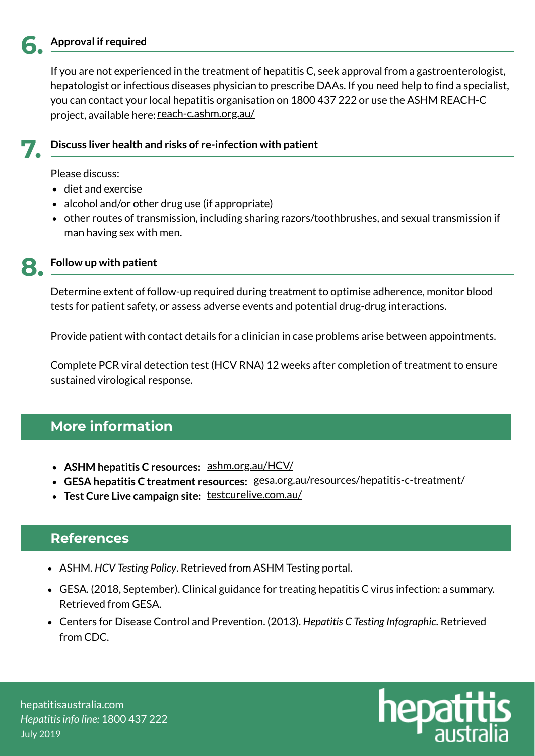## 6. Approval if required

If you are not experienced in the treatment of hepatitis C, seek approval from a gastroenterologist, hepatologist or infectious diseases physician to prescribe DAAs. If you need help to find a specialist, you can contact your local hepatitis organisation on 1800 437 222 or use the ASHM REACH-C project, available here: reach-c.ashm.org.au/

## 7. Discuss liver health and risks of re-infection with patient

Please discuss:

- diet and exercise
- alcohol and/or other drug use (if appropriate)
- other routes of transmission, including sharing razors/toothbrushes, and sexual transmission if man having sex with men.

## 8. Follow up with patient

Determine extent of follow-up required during treatment to optimise adherence, monitor blood tests for patient safety, or assess adverse events and potential drug-drug interactions.

Provide patient with contact details for a clinician in case problems arise between appointments.

Complete PCR viral detection test (HCV RNA) 12 weeks after completion of treatment to ensure sustained virological response.

## More information

- **ASHM hepatitis C resources:** ashm.org.au/HCV/
- **GESA hepatitis C treatment resources:** gesa.org.au/resources/hepatitis-c-treatment/
- **Test Cure Live campaign site:** testcurelive.com.au/

## References

- ASHM. *HCV Testing Policy*. Retrieved from ASHM Testing portal.
- GESA. (2018, September). Clinical guidance for treating hepatitis C virus infection: a summary. Retrieved from GESA.
- Centers for Disease Control and Prevention. (2013). *Hepatitis C Testing Infographic*. Retrieved from CDC.

hepatitisaustralia.com
*Hepatitis info line:* 1800 437 222
July 2019

hepatitis australia